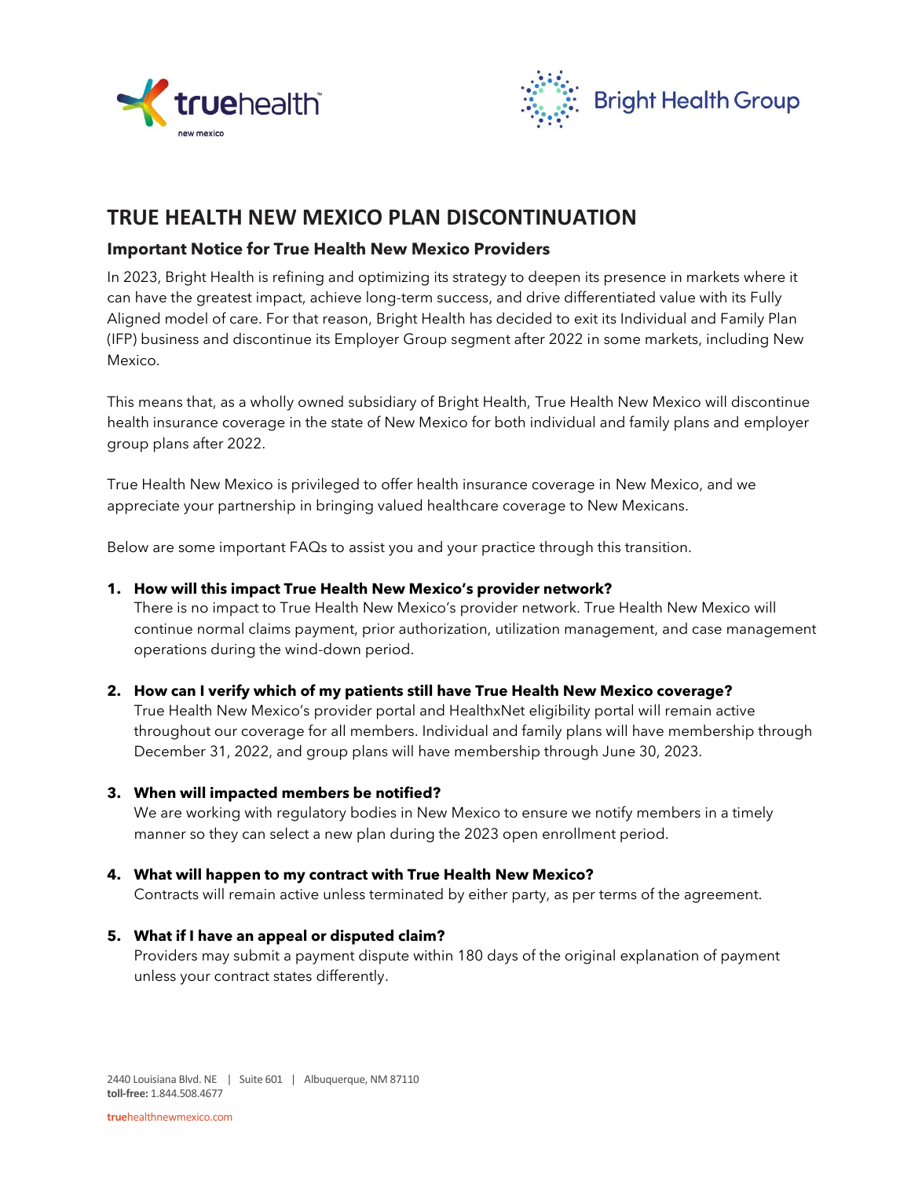# TRUE HEALTH NEW MEXICO PLAN DISCONTINUATION

## Important Notice for True Health New Mexico Providers

In 2023, Bright Health is refining and optimizing its strategy to deepen its presence in markets where it can have the greatest impact, achieve long-term success, and drive differentiated value with its Fully Aligned model of care. For that reason, Bright Health has decided to exit its Individual and Family Plan (IFP) business and discontinue its Employer Group segment after 2022 in some markets, including New Mexico.

This means that, as a wholly owned subsidiary of Bright Health, True Health New Mexico will discontinue health insurance coverage in the state of New Mexico for both individual and family plans and employer group plans after 2022.

True Health New Mexico is privileged to offer health insurance coverage in New Mexico, and we appreciate your partnership in bringing valued healthcare coverage to New Mexicans.

Below are some important FAQs to assist you and your practice through this transition.

1. **How will this impact True Health New Mexico's provider network?**
   There is no impact to True Health New Mexico's provider network. True Health New Mexico will continue normal claims payment, prior authorization, utilization management, and case management operations during the wind-down period.

2. **How can I verify which of my patients still have True Health New Mexico coverage?**
   True Health New Mexico's provider portal and HealthxNet eligibility portal will remain active throughout our coverage for all members. Individual and family plans will have membership through December 31, 2022, and group plans will have membership through June 30, 2023.

3. **When will impacted members be notified?**
   We are working with regulatory bodies in New Mexico to ensure we notify members in a timely manner so they can select a new plan during the 2023 open enrollment period.

4. **What will happen to my contract with True Health New Mexico?**
   Contracts will remain active unless terminated by either party, as per terms of the agreement.

5. **What if I have an appeal or disputed claim?**
   Providers may submit a payment dispute within 180 days of the original explanation of payment unless your contract states differently.

2440 Louisiana Blvd. NE | Suite 601 | Albuquerque, NM 87110
**toll-free:** 1.844.508.4677

truehealthnewmexico.com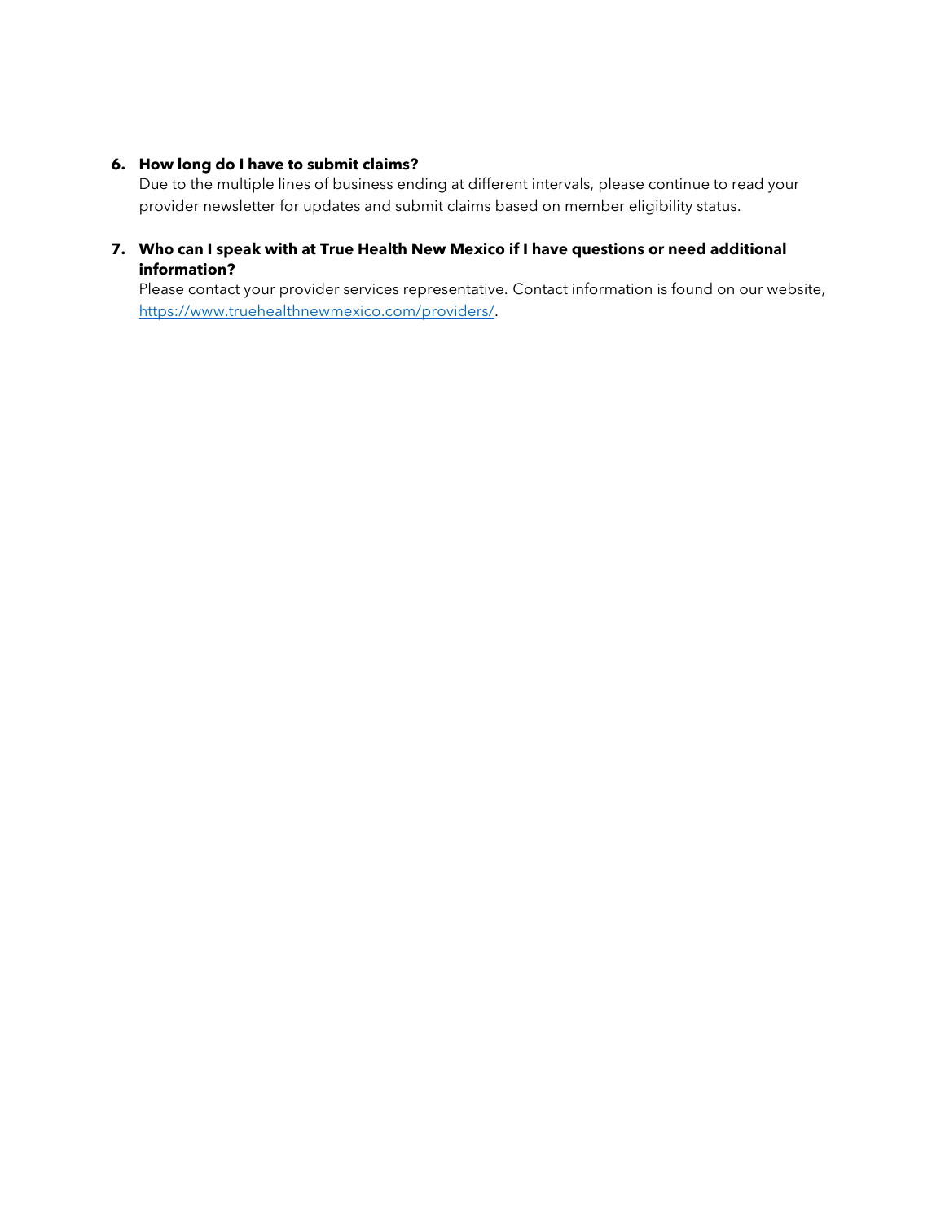6. **How long do I have to submit claims?**
   Due to the multiple lines of business ending at different intervals, please continue to read your provider newsletter for updates and submit claims based on member eligibility status.

7. **Who can I speak with at True Health New Mexico if I have questions or need additional information?**
   Please contact your provider services representative. Contact information is found on our website, [https://www.truehealthnewmexico.com/providers/](https://www.truehealthnewmexico.com/providers/).